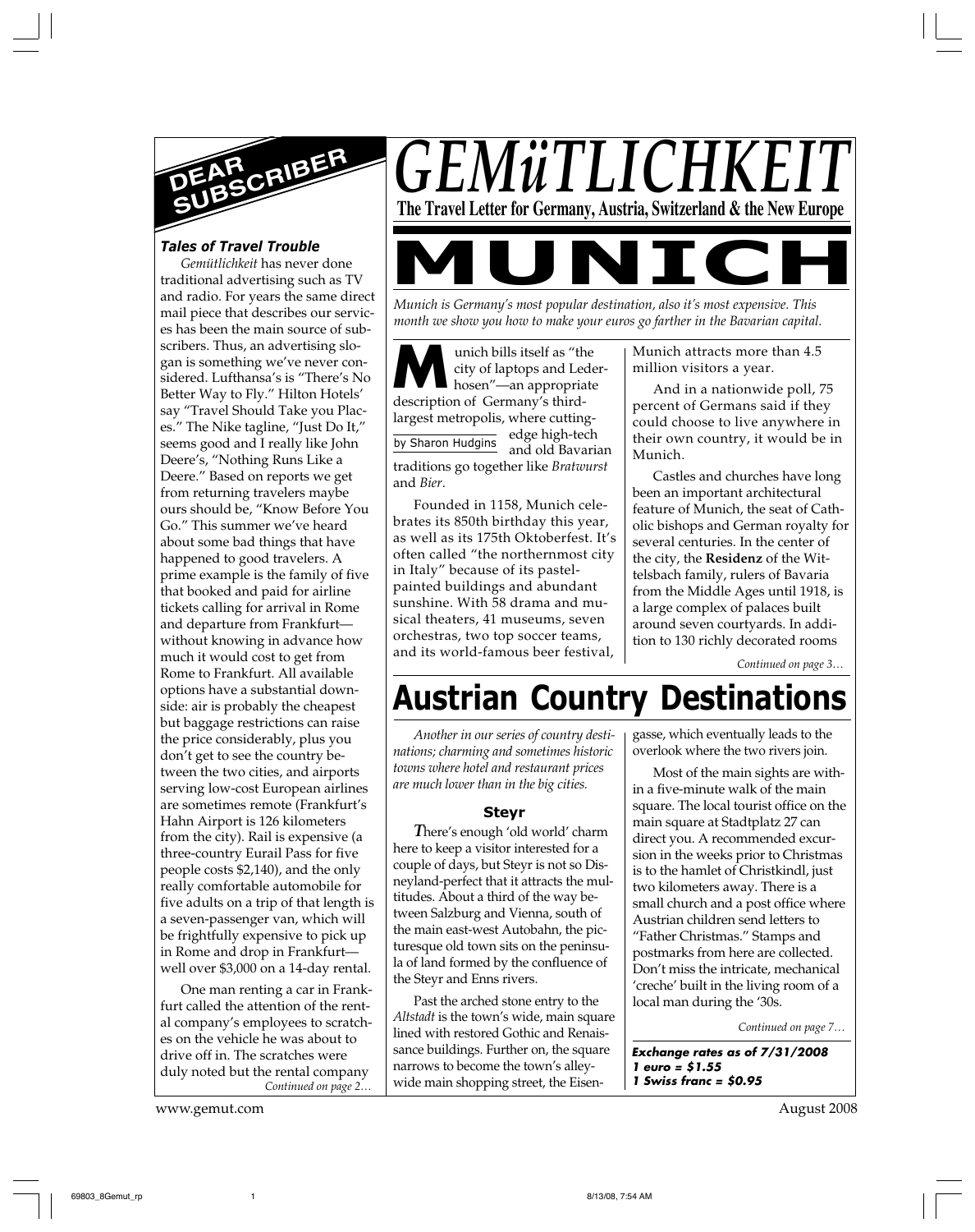# GEMüTLICHKEIT

**The Travel Letter for Germany, Austria, Switzerland & the New Europe**

# MUNICH

*Munich is Germany's most popular destination, also it's most expensive. This month we show you how to make your euros go farther in the Bavarian capital.*

by Sharon Hudgins

Munich bills itself as "the city of laptops and Lederhosen"—an appropriate description of Germany's third-largest metropolis, where cutting-edge high-tech and old Bavarian traditions go together like *Bratwurst* and *Bier*.

Founded in 1158, Munich celebrates its 850th birthday this year, as well as its 175th Oktoberfest. It's often called "the northernmost city in Italy" because of its pastel-painted buildings and abundant sunshine. With 58 drama and musical theaters, 41 museums, seven orchestras, two top soccer teams, and its world-famous beer festival, Munich attracts more than 4.5 million visitors a year.

And in a nationwide poll, 75 percent of Germans said if they could choose to live anywhere in their own country, it would be in Munich.

Castles and churches have long been an important architectural feature of Munich, the seat of Catholic bishops and German royalty for several centuries. In the center of the city, the **Residenz** of the Wittelsbach family, rulers of Bavaria from the Middle Ages until 1918, is a large complex of palaces built around seven courtyards. In addition to 130 richly decorated rooms

*Continued on page 3…*

## Austrian Country Destinations

*Another in our series of country destinations; charming and sometimes historic towns where hotel and restaurant prices are much lower than in the big cities.*

### Steyr

There's enough 'old world' charm here to keep a visitor interested for a couple of days, but Steyr is not so Disneyland-perfect that it attracts the multitudes. About a third of the way between Salzburg and Vienna, south of the main east-west Autobahn, the picturesque old town sits on the peninsula of land formed by the confluence of the Steyr and Enns rivers.

Past the arched stone entry to the *Altstadt* is the town's wide, main square lined with restored Gothic and Renaissance buildings. Further on, the square narrows to become the town's alley-wide main shopping street, the Eisengasse, which eventually leads to the overlook where the two rivers join.

Most of the main sights are within a five-minute walk of the main square. The local tourist office on the main square at Stadtplatz 27 can direct you. A recommended excursion in the weeks prior to Christmas is to the hamlet of Christkindl, just two kilometers away. There is a small church and a post office where Austrian children send letters to "Father Christmas." Stamps and postmarks from here are collected. Don't miss the intricate, mechanical 'creche' built in the living room of a local man during the '30s.

*Continued on page 7…*

***Exchange rates as of 7/31/2008***
***1 euro = $1.55***
***1 Swiss franc = $0.95***

## DEAR SUBSCRIBER

### *Tales of Travel Trouble*

*Gemütlichkeit* has never done traditional advertising such as TV and radio. For years the same direct mail piece that describes our services has been the main source of subscribers. Thus, an advertising slogan is something we've never considered. Lufthansa's is "There's No Better Way to Fly." Hilton Hotels' say "Travel Should Take you Places." The Nike tagline, "Just Do It," seems good and I really like John Deere's, "Nothing Runs Like a Deere." Based on reports we get from returning travelers maybe ours should be, "Know Before You Go." This summer we've heard about some bad things that have happened to good travelers. A prime example is the family of five that booked and paid for airline tickets calling for arrival in Rome and departure from Frankfurt—without knowing in advance how much it would cost to get from Rome to Frankfurt. All available options have a substantial downside: air is probably the cheapest but baggage restrictions can raise the price considerably, plus you don't get to see the country between the two cities, and airports serving low-cost European airlines are sometimes remote (Frankfurt's Hahn Airport is 126 kilometers from the city). Rail is expensive (a three-country Eurail Pass for five people costs $2,140), and the only really comfortable automobile for five adults on a trip of that length is a seven-passenger van, which will be frightfully expensive to pick up in Rome and drop in Frankfurt—well over $3,000 on a 14-day rental.

One man renting a car in Frankfurt called the attention of the rental company's employees to scratches on the vehicle he was about to drive off in. The scratches were duly noted but the rental company

*Continued on page 2…*

www.gemut.com

August 2008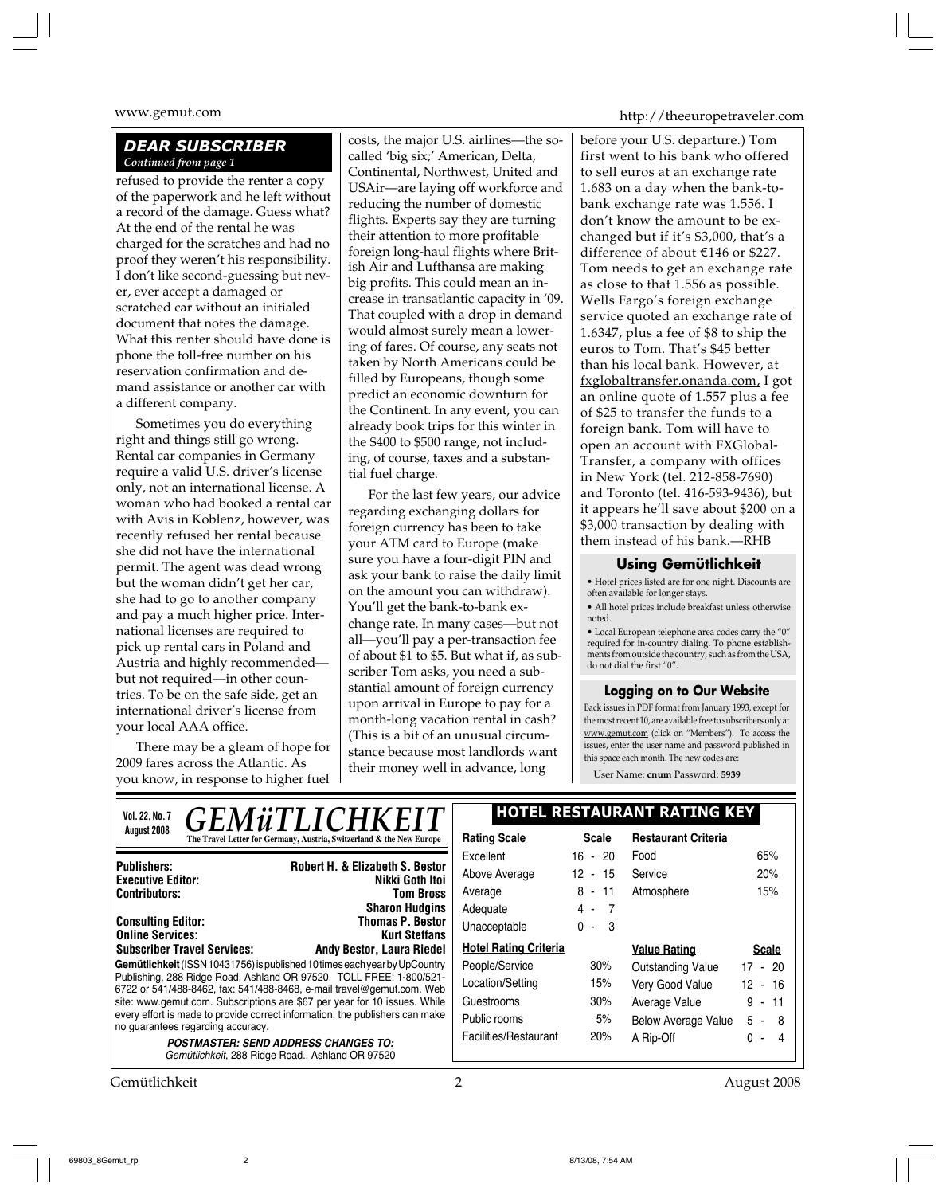## DEAR SUBSCRIBER

*Continued from page 1*

refused to provide the renter a copy of the paperwork and he left without a record of the damage. Guess what? At the end of the rental he was charged for the scratches and had no proof they weren't his responsibility. I don't like second-guessing but never, ever accept a damaged or scratched car without an initialed document that notes the damage. What this renter should have done is phone the toll-free number on his reservation confirmation and demand assistance or another car with a different company.

Sometimes you do everything right and things still go wrong. Rental car companies in Germany require a valid U.S. driver's license only, not an international license. A woman who had booked a rental car with Avis in Koblenz, however, was recently refused her rental because she did not have the international permit. The agent was dead wrong but the woman didn't get her car, she had to go to another company and pay a much higher price. International licenses are required to pick up rental cars in Poland and Austria and highly recommended—but not required—in other countries. To be on the safe side, get an international driver's license from your local AAA office.

There may be a gleam of hope for 2009 fares across the Atlantic. As you know, in response to higher fuel costs, the major U.S. airlines—the so-called 'big six;' American, Delta, Continental, Northwest, United and USAir—are laying off workforce and reducing the number of domestic flights. Experts say they are turning their attention to more profitable foreign long-haul flights where British Air and Lufthansa are making big profits. This could mean an increase in transatlantic capacity in '09. That coupled with a drop in demand would almost surely mean a lowering of fares. Of course, any seats not taken by North Americans could be filled by Europeans, though some predict an economic downturn for the Continent. In any event, you can already book trips for this winter in the $400 to $500 range, not including, of course, taxes and a substantial fuel charge.

For the last few years, our advice regarding exchanging dollars for foreign currency has been to take your ATM card to Europe (make sure you have a four-digit PIN and ask your bank to raise the daily limit on the amount you can withdraw). You'll get the bank-to-bank exchange rate. In many cases—but not all—you'll pay a per-transaction fee of about $1 to $5. But what if, as subscriber Tom asks, you need a substantial amount of foreign currency upon arrival in Europe to pay for a month-long vacation rental in cash? (This is a bit of an unusual circumstance because most landlords want their money well in advance, long before your U.S. departure.) Tom first went to his bank who offered to sell euros at an exchange rate 1.683 on a day when the bank-to-bank exchange rate was 1.556. I don't know the amount to be exchanged but if it's $3,000, that's a difference of about €146 or $227. Tom needs to get an exchange rate as close to that 1.556 as possible. Wells Fargo's foreign exchange service quoted an exchange rate of 1.6347, plus a fee of $8 to ship the euros to Tom. That's $45 better than his local bank. However, at fxglobaltransfer.onanda.com, I got an online quote of 1.557 plus a fee of $25 to transfer the funds to a foreign bank. Tom will have to open an account with FXGlobal-Transfer, a company with offices in New York (tel. 212-858-7690) and Toronto (tel. 416-593-9436), but it appears he'll save about $200 on a $3,000 transaction by dealing with them instead of his bank.—RHB

### Using Gemütlichkeit

- Hotel prices listed are for one night. Discounts are often available for longer stays.
- All hotel prices include breakfast unless otherwise noted.
- Local European telephone area codes carry the "0" required for in-country dialing. To phone establishments from outside the country, such as from the USA, do not dial the first "0".

### Logging on to Our Website

Back issues in PDF format from January 1993, except for the most recent 10, are available free to subscribers only at www.gemut.com (click on "Members"). To access the issues, enter the user name and password published in this space each month. The new codes are:

User Name: **cnum** Password: **5939**

---

**Vol. 22, No. 7**
**August 2008**

# GEMüTLICHKEIT

**The Travel Letter for Germany, Austria, Switzerland & the New Europe**

| | |
|---|---|
| **Publishers:** | **Robert H. & Elizabeth S. Bestor** |
| **Executive Editor:** | **Nikki Goth Itoi** |
| **Contributors:** | **Tom Bross** |
| | **Sharon Hudgins** |
| **Consulting Editor:** | **Thomas P. Bestor** |
| **Online Services:** | **Kurt Steffans** |
| **Subscriber Travel Services:** | **Andy Bestor, Laura Riedel** |

**Gemütlichkeit** (ISSN 10431756) is published 10 times each year by UpCountry Publishing, 288 Ridge Road, Ashland OR 97520. TOLL FREE: 1-800/521-6722 or 541/488-8462, fax: 541/488-8468, e-mail travel@gemut.com. Web site: www.gemut.com. Subscriptions are $67 per year for 10 issues. While every effort is made to provide correct information, the publishers can make no guarantees regarding accuracy.

***POSTMASTER: SEND ADDRESS CHANGES TO:***
*Gemütlichkeit*, 288 Ridge Road., Ashland OR 97520

### HOTEL RESTAURANT RATING KEY

| Rating Scale | Scale |
|---|---|
| Excellent | 16 - 20 |
| Above Average | 12 - 15 |
| Average | 8 - 11 |
| Adequate | 4 - 7 |
| Unacceptable | 0 - 3 |

| Restaurant Criteria | |
|---|---|
| Food | 65% |
| Service | 20% |
| Atmosphere | 15% |

| Hotel Rating Criteria | |
|---|---|
| People/Service | 30% |
| Location/Setting | 15% |
| Guestrooms | 30% |
| Public rooms | 5% |
| Facilities/Restaurant | 20% |

| Value Rating | Scale |
|---|---|
| Outstanding Value | 17 - 20 |
| Very Good Value | 12 - 16 |
| Average Value | 9 - 11 |
| Below Average Value | 5 - 8 |
| A Rip-Off | 0 - 4 |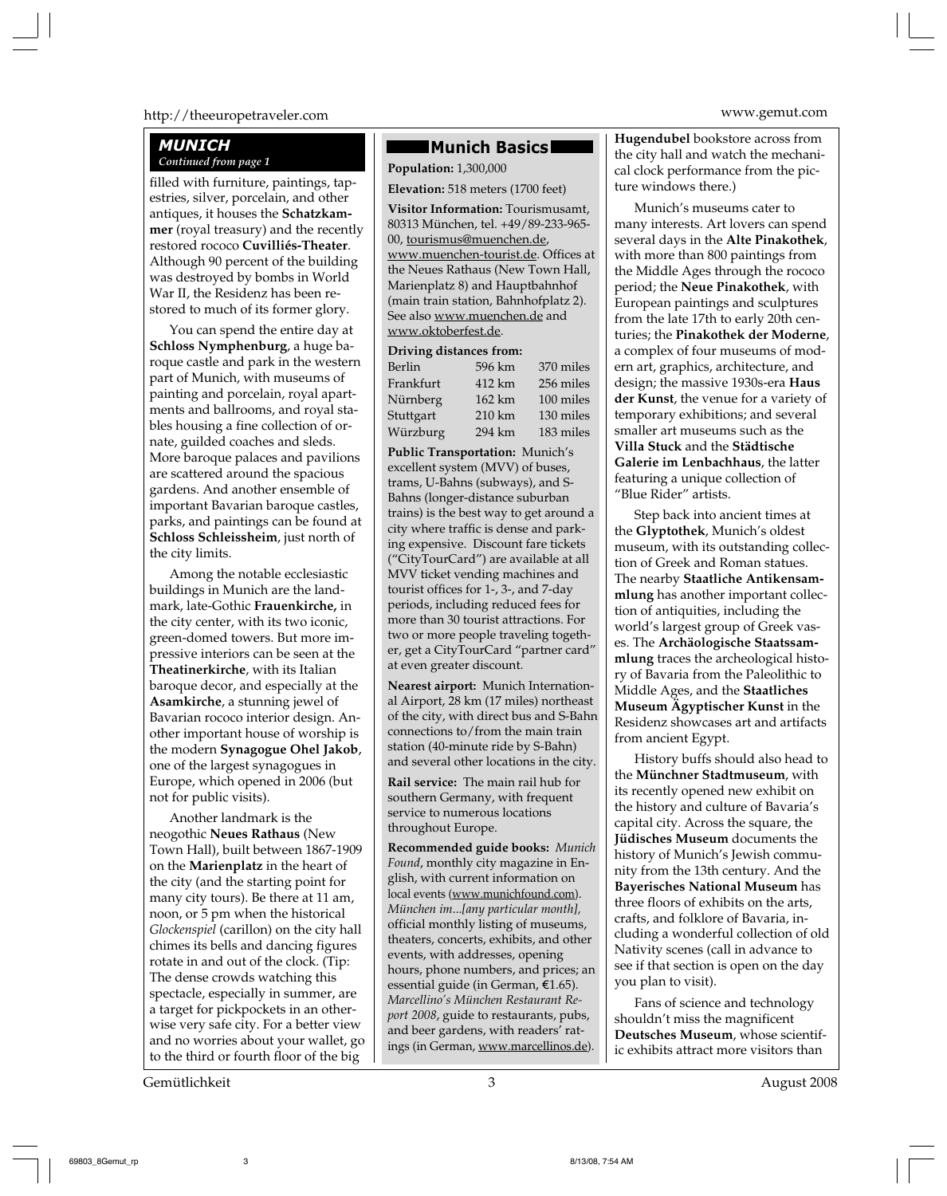## MUNICH

*Continued from page 1*

filled with furniture, paintings, tapestries, silver, porcelain, and other antiques, it houses the **Schatzkammer** (royal treasury) and the recently restored rococo **Cuvilliés-Theater**. Although 90 percent of the building was destroyed by bombs in World War II, the Residenz has been restored to much of its former glory.

You can spend the entire day at **Schloss Nymphenburg**, a huge baroque castle and park in the western part of Munich, with museums of painting and porcelain, royal apartments and ballrooms, and royal stables housing a fine collection of ornate, guilded coaches and sleds. More baroque palaces and pavilions are scattered around the spacious gardens. And another ensemble of important Bavarian baroque castles, parks, and paintings can be found at **Schloss Schleissheim**, just north of the city limits.

Among the notable ecclesiastic buildings in Munich are the landmark, late-Gothic **Frauenkirche,** in the city center, with its two iconic, green-domed towers. But more impressive interiors can be seen at the **Theatinerkirche**, with its Italian baroque decor, and especially at the **Asamkirche**, a stunning jewel of Bavarian rococo interior design. Another important house of worship is the modern **Synagogue Ohel Jakob**, one of the largest synagogues in Europe, which opened in 2006 (but not for public visits).

Another landmark is the neogothic **Neues Rathaus** (New Town Hall), built between 1867-1909 on the **Marienplatz** in the heart of the city (and the starting point for many city tours). Be there at 11 am, noon, or 5 pm when the historical *Glockenspiel* (carillon) on the city hall chimes its bells and dancing figures rotate in and out of the clock. (Tip: The dense crowds watching this spectacle, especially in summer, are a target for pickpockets in an otherwise very safe city. For a better view and no worries about your wallet, go to the third or fourth floor of the big **Hugendubel** bookstore across from the city hall and watch the mechanical clock performance from the picture windows there.)

Munich's museums cater to many interests. Art lovers can spend several days in the **Alte Pinakothek**, with more than 800 paintings from the Middle Ages through the rococo period; the **Neue Pinakothek**, with European paintings and sculptures from the late 17th to early 20th centuries; the **Pinakothek der Moderne**, a complex of four museums of modern art, graphics, architecture, and design; the massive 1930s-era **Haus der Kunst**, the venue for a variety of temporary exhibitions; and several smaller art museums such as the **Villa Stuck** and the **Städtische Galerie im Lenbachhaus**, the latter featuring a unique collection of "Blue Rider" artists.

Step back into ancient times at the **Glyptothek**, Munich's oldest museum, with its outstanding collection of Greek and Roman statues. The nearby **Staatliche Antikensammlung** has another important collection of antiquities, including the world's largest group of Greek vases. The **Archäologische Staatssammlung** traces the archeological history of Bavaria from the Paleolithic to Middle Ages, and the **Staatliches Museum Ägyptischer Kunst** in the Residenz showcases art and artifacts from ancient Egypt.

History buffs should also head to the **Münchner Stadtmuseum**, with its recently opened new exhibit on the history and culture of Bavaria's capital city. Across the square, the **Jüdisches Museum** documents the history of Munich's Jewish community from the 13th century. And the **Bayerisches National Museum** has three floors of exhibits on the arts, crafts, and folklore of Bavaria, including a wonderful collection of old Nativity scenes (call in advance to see if that section is open on the day you plan to visit).

Fans of science and technology shouldn't miss the magnificent **Deutsches Museum**, whose scientific exhibits attract more visitors than

### Munich Basics

**Population:** 1,300,000

**Elevation:** 518 meters (1700 feet)

**Visitor Information:** Tourismusamt, 80313 München, tel. +49/89-233-965-00, tourismus@muenchen.de, www.muenchen-tourist.de. Offices at the Neues Rathaus (New Town Hall, Marienplatz 8) and Hauptbahnhof (main train station, Bahnhofplatz 2). See also www.muenchen.de and www.oktoberfest.de.

**Driving distances from:**

| | | |
|---|---|---|
| Berlin | 596 km | 370 miles |
| Frankfurt | 412 km | 256 miles |
| Nürnberg | 162 km | 100 miles |
| Stuttgart | 210 km | 130 miles |
| Würzburg | 294 km | 183 miles |

**Public Transportation:** Munich's excellent system (MVV) of buses, trams, U-Bahns (subways), and S-Bahns (longer-distance suburban trains) is the best way to get around a city where traffic is dense and parking expensive. Discount fare tickets ("CityTourCard") are available at all MVV ticket vending machines and tourist offices for 1-, 3-, and 7-day periods, including reduced fees for more than 30 tourist attractions. For two or more people traveling together, get a CityTourCard "partner card" at even greater discount.

**Nearest airport:** Munich International Airport, 28 km (17 miles) northeast of the city, with direct bus and S-Bahn connections to/from the main train station (40-minute ride by S-Bahn) and several other locations in the city.

**Rail service:** The main rail hub for southern Germany, with frequent service to numerous locations throughout Europe.

**Recommended guide books:** *Munich Found*, monthly city magazine in English, with current information on local events (www.munichfound.com). *München im...[any particular month]*, official monthly listing of museums, theaters, concerts, exhibits, and other events, with addresses, opening hours, phone numbers, and prices; an essential guide (in German, €1.65). *Marcellino's München Restaurant Report 2008*, guide to restaurants, pubs, and beer gardens, with readers' ratings (in German, www.marcellinos.de).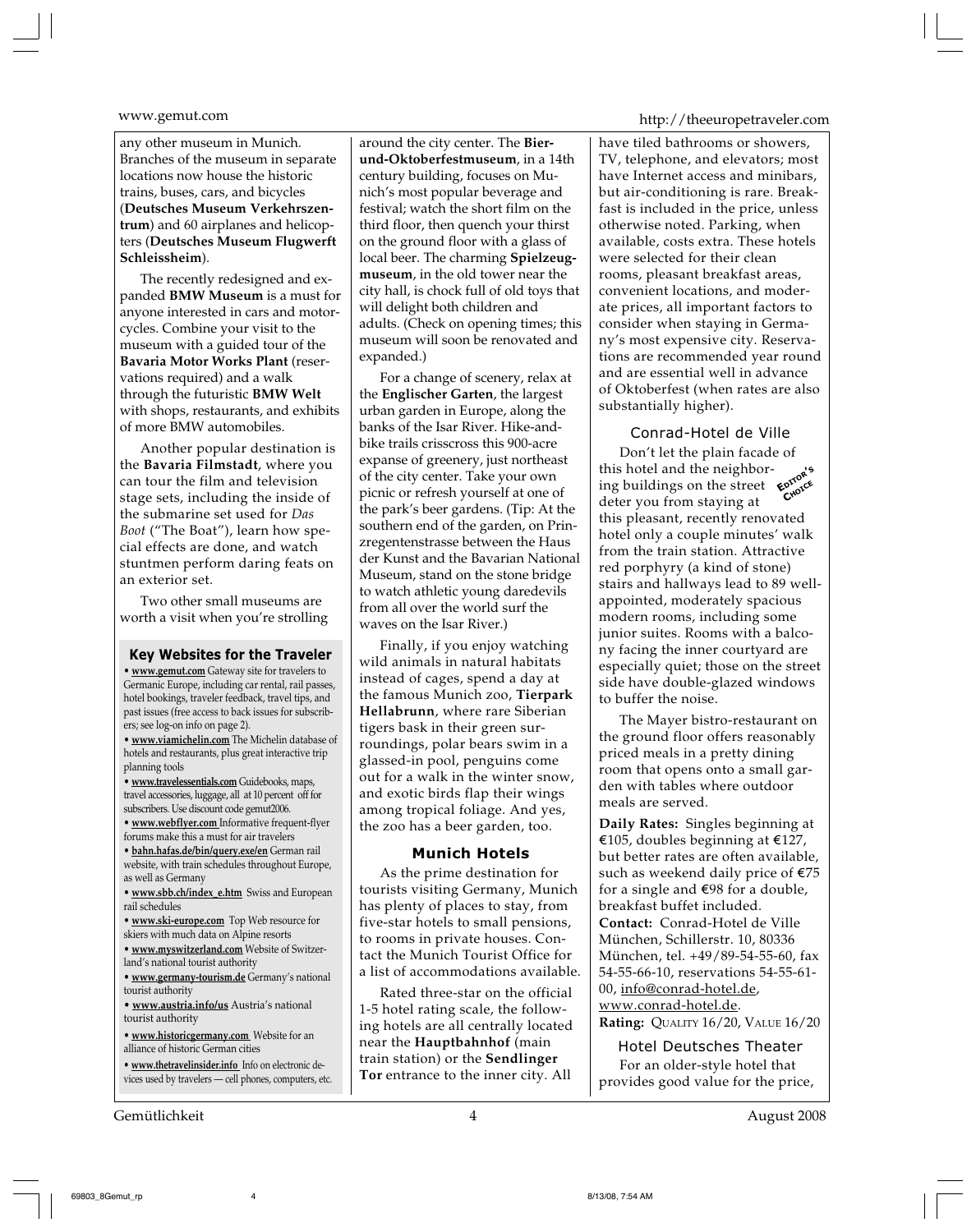any other museum in Munich. Branches of the museum in separate locations now house the historic trains, buses, cars, and bicycles (**Deutsches Museum Verkehrszentrum**) and 60 airplanes and helicopters (**Deutsches Museum Flugwerft Schleissheim**).

The recently redesigned and expanded **BMW Museum** is a must for anyone interested in cars and motorcycles. Combine your visit to the museum with a guided tour of the **Bavaria Motor Works Plant** (reservations required) and a walk through the futuristic **BMW Welt** with shops, restaurants, and exhibits of more BMW automobiles.

Another popular destination is the **Bavaria Filmstadt**, where you can tour the film and television stage sets, including the inside of the submarine set used for *Das Boot* ("The Boat"), learn how special effects are done, and watch stuntmen perform daring feats on an exterior set.

Two other small museums are worth a visit when you're strolling around the city center. The **Bier-und-Oktoberfestmuseum**, in a 14th century building, focuses on Munich's most popular beverage and festival; watch the short film on the third floor, then quench your thirst on the ground floor with a glass of local beer. The charming **Spielzeugmuseum**, in the old tower near the city hall, is chock full of old toys that will delight both children and adults. (Check on opening times; this museum will soon be renovated and expanded.)

For a change of scenery, relax at the **Englischer Garten**, the largest urban garden in Europe, along the banks of the Isar River. Hike-and-bike trails crisscross this 900-acre expanse of greenery, just northeast of the city center. Take your own picnic or refresh yourself at one of the park's beer gardens. (Tip: At the southern end of the garden, on Prinzregentenstrasse between the Haus der Kunst and the Bavarian National Museum, stand on the stone bridge to watch athletic young daredevils from all over the world surf the waves on the Isar River.)

Finally, if you enjoy watching wild animals in natural habitats instead of cages, spend a day at the famous Munich zoo, **Tierpark Hellabrunn**, where rare Siberian tigers bask in their green surroundings, polar bears swim in a glassed-in pool, penguins come out for a walk in the winter snow, and exotic birds flap their wings among tropical foliage. And yes, the zoo has a beer garden, too.

### Key Websites for the Traveler

- **www.gemut.com** Gateway site for travelers to Germanic Europe, including car rental, rail passes, hotel bookings, traveler feedback, travel tips, and past issues (free access to back issues for subscribers; see log-on info on page 2).
- **www.viamichelin.com** The Michelin database of hotels and restaurants, plus great interactive trip planning tools
- **www.travelessentials.com** Guidebooks, maps, travel accessories, luggage, all at 10 percent off for subscribers. Use discount code gemut2006.
- **www.webflyer.com** Informative frequent-flyer forums make this a must for air travelers
- **bahn.hafas.de/bin/query.exe/en** German rail website, with train schedules throughout Europe, as well as Germany
- **www.sbb.ch/index_e.htm** Swiss and European rail schedules
- **www.ski-europe.com** Top Web resource for skiers with much data on Alpine resorts
- **www.myswitzerland.com** Website of Switzerland's national tourist authority
- **www.germany-tourism.de** Germany's national tourist authority
- **www.austria.info/us** Austria's national tourist authority
- **www.historicgermany.com** Website for an alliance of historic German cities
- **www.thetravelinsider.info** Info on electronic devices used by travelers — cell phones, computers, etc.

## Munich Hotels

As the prime destination for tourists visiting Germany, Munich has plenty of places to stay, from five-star hotels to small pensions, to rooms in private houses. Contact the Munich Tourist Office for a list of accommodations available.

Rated three-star on the official 1-5 hotel rating scale, the following hotels are all centrally located near the **Hauptbahnhof** (main train station) or the **Sendlinger Tor** entrance to the inner city. All have tiled bathrooms or showers, TV, telephone, and elevators; most have Internet access and minibars, but air-conditioning is rare. Breakfast is included in the price, unless otherwise noted. Parking, when available, costs extra. These hotels were selected for their clean rooms, pleasant breakfast areas, convenient locations, and moderate prices, all important factors to consider when staying in Germany's most expensive city. Reservations are recommended year round and are essential well in advance of Oktoberfest (when rates are also substantially higher).

### Conrad-Hotel de Ville

EDITOR'S CHOICE

Don't let the plain facade of this hotel and the neighboring buildings on the street deter you from staying at this pleasant, recently renovated hotel only a couple minutes' walk from the train station. Attractive red porphyry (a kind of stone) stairs and hallways lead to 89 well-appointed, moderately spacious modern rooms, including some junior suites. Rooms with a balcony facing the inner courtyard are especially quiet; those on the street side have double-glazed windows to buffer the noise.

The Mayer bistro-restaurant on the ground floor offers reasonably priced meals in a pretty dining room that opens onto a small garden with tables where outdoor meals are served.

**Daily Rates:** Singles beginning at €105, doubles beginning at €127, but better rates are often available, such as weekend daily price of €75 for a single and €98 for a double, breakfast buffet included.

**Contact:** Conrad-Hotel de Ville München, Schillerstr. 10, 80336 München, tel. +49/89-54-55-60, fax 54-55-66-10, reservations 54-55-61-00, info@conrad-hotel.de, www.conrad-hotel.de.

**Rating:** QUALITY 16/20, VALUE 16/20

### Hotel Deutsches Theater

For an older-style hotel that provides good value for the price,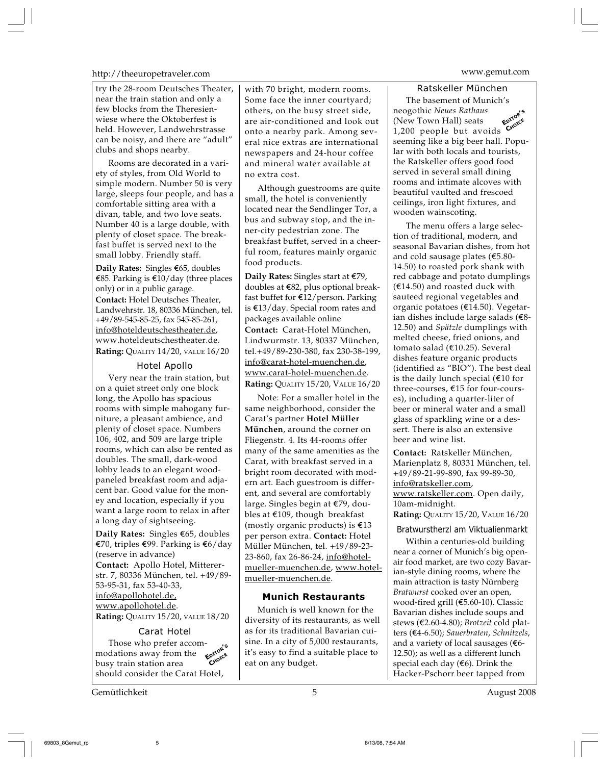try the 28-room Deutsches Theater, near the train station and only a few blocks from the Theresienwiese where the Oktoberfest is held. However, Landwehrstrasse can be noisy, and there are "adult" clubs and shops nearby.

Rooms are decorated in a variety of styles, from Old World to simple modern. Number 50 is very large, sleeps four people, and has a comfortable sitting area with a divan, table, and two love seats. Number 40 is a large double, with plenty of closet space. The breakfast buffet is served next to the small lobby. Friendly staff.

**Daily Rates:** Singles €65, doubles €85. Parking is €10/day (three places only) or in a public garage.
**Contact:** Hotel Deutsches Theater, Landwehrstr. 18, 80336 München, tel. +49/89-545-85-25, fax 545-85-261, info@hoteldeutschestheater.de, www.hoteldeutschestheater.de.
**Rating:** QUALITY 14/20, VALUE 16/20

### Hotel Apollo

Very near the train station, but on a quiet street only one block long, the Apollo has spacious rooms with simple mahogany furniture, a pleasant ambience, and plenty of closet space. Numbers 106, 402, and 509 are large triple rooms, which can also be rented as doubles. The small, dark-wood lobby leads to an elegant wood-paneled breakfast room and adjacent bar. Good value for the money and location, especially if you want a large room to relax in after a long day of sightseeing.

**Daily Rates:** Singles €65, doubles €70, triples €99. Parking is €6/day (reserve in advance)
**Contact:** Apollo Hotel, Mittererstr. 7, 80336 München, tel. +49/89-53-95-31, fax 53-40-33, info@apollohotel.de, www.apollohotel.de.
**Rating:** QUALITY 15/20, VALUE 18/20

### Carat Hotel

EDITOR'S CHOICE

Those who prefer accommodations away from the busy train station area should consider the Carat Hotel, with 70 bright, modern rooms. Some face the inner courtyard; others, on the busy street side, are air-conditioned and look out onto a nearby park. Among several nice extras are international newspapers and 24-hour coffee and mineral water available at no extra cost.

Although guestrooms are quite small, the hotel is conveniently located near the Sendlinger Tor, a bus and subway stop, and the inner-city pedestrian zone. The breakfast buffet, served in a cheerful room, features mainly organic food products.

**Daily Rates:** Singles start at €79, doubles at €82, plus optional breakfast buffet for €12/person. Parking is €13/day. Special room rates and packages available online
**Contact:** Carat-Hotel München, Lindwurmstr. 13, 80337 München, tel.+49/89-230-380, fax 230-38-199, info@carat-hotel-muenchen.de, www.carat-hotel-muenchen.de.
**Rating:** QUALITY 15/20, VALUE 16/20

Note: For a smaller hotel in the same neighborhood, consider the Carat's partner **Hotel Müller München**, around the corner on Fliegenstr. 4. Its 44-rooms offer many of the same amenities as the Carat, with breakfast served in a bright room decorated with modern art. Each guestroom is different, and several are comfortably large. Singles begin at €79, doubles at €109, though breakfast (mostly organic products) is €13 per person extra. **Contact:** Hotel Müller München, tel. +49/89-23-23-860, fax 26-86-24, info@hotel-mueller-muenchen.de, www.hotel-mueller-muenchen.de.

## Munich Restaurants

Munich is well known for the diversity of its restaurants, as well as for its traditional Bavarian cuisine. In a city of 5,000 restaurants, it's easy to find a suitable place to eat on any budget.

### Ratskeller München

EDITOR'S CHOICE

The basement of Munich's neogothic *Neues Rathaus* (New Town Hall) seats 1,200 people but avoids seeming like a big beer hall. Popular with both locals and tourists, the Ratskeller offers good food served in several small dining rooms and intimate alcoves with beautiful vaulted and frescoed ceilings, iron light fixtures, and wooden wainscoting.

The menu offers a large selection of traditional, modern, and seasonal Bavarian dishes, from hot and cold sausage plates (€5.80-14.50) to roasted pork shank with red cabbage and potato dumplings (€14.50) and roasted duck with sauteed regional vegetables and organic potatoes (€14.50). Vegetarian dishes include large salads (€8-12.50) and *Spätzle* dumplings with melted cheese, fried onions, and tomato salad (€10.25). Several dishes feature organic products (identified as "BIO"). The best deal is the daily lunch special (€10 for three-courses, €15 for four-courses), including a quarter-liter of beer or mineral water and a small glass of sparkling wine or a dessert. There is also an extensive beer and wine list.

**Contact:** Ratskeller München, Marienplatz 8, 80331 München, tel. +49/89-21-99-890, fax 99-89-30, info@ratskeller.com, www.ratskeller.com. Open daily, 10am-midnight.
**Rating:** QUALITY 15/20, VALUE 16/20

### Bratwurstherzl am Viktualienmarkt

Within a centuries-old building near a corner of Munich's big open-air food market, are two cozy Bavarian-style dining rooms, where the main attraction is tasty Nürnberg *Bratwurst* cooked over an open, wood-fired grill (€5.60-10). Classic Bavarian dishes include soups and stews (€2.60-4.80); *Brotzeit* cold platters (€4-6.50); *Sauerbraten*, *Schnitzels*, and a variety of local sausages (€6-12.50); as well as a different lunch special each day (€6). Drink the Hacker-Pschorr beer tapped from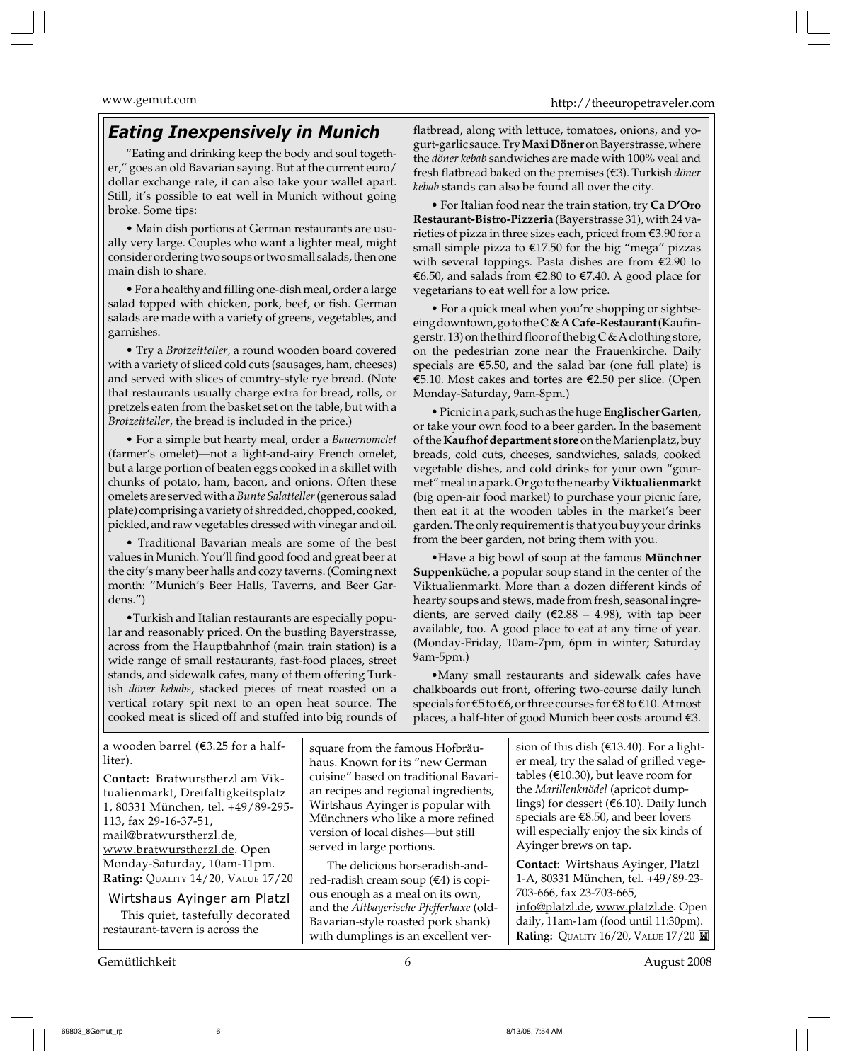## Eating Inexpensively in Munich

"Eating and drinking keep the body and soul together," goes an old Bavarian saying. But at the current euro/dollar exchange rate, it can also take your wallet apart. Still, it's possible to eat well in Munich without going broke. Some tips:

• Main dish portions at German restaurants are usually very large. Couples who want a lighter meal, might consider ordering two soups or two small salads, then one main dish to share.

• For a healthy and filling one-dish meal, order a large salad topped with chicken, pork, beef, or fish. German salads are made with a variety of greens, vegetables, and garnishes.

• Try a *Brotzeitteller*, a round wooden board covered with a variety of sliced cold cuts (sausages, ham, cheeses) and served with slices of country-style rye bread. (Note that restaurants usually charge extra for bread, rolls, or pretzels eaten from the basket set on the table, but with a *Brotzeitteller*, the bread is included in the price.)

• For a simple but hearty meal, order a *Bauernomelet* (farmer's omelet)—not a light-and-airy French omelet, but a large portion of beaten eggs cooked in a skillet with chunks of potato, ham, bacon, and onions. Often these omelets are served with a *Bunte Salatteller* (generous salad plate) comprising a variety of shredded, chopped, cooked, pickled, and raw vegetables dressed with vinegar and oil.

• Traditional Bavarian meals are some of the best values in Munich. You'll find good food and great beer at the city's many beer halls and cozy taverns. (Coming next month: "Munich's Beer Halls, Taverns, and Beer Gardens.")

•Turkish and Italian restaurants are especially popular and reasonably priced. On the bustling Bayerstrasse, across from the Hauptbahnhof (main train station) is a wide range of small restaurants, fast-food places, street stands, and sidewalk cafes, many of them offering Turkish *döner kebabs*, stacked pieces of meat roasted on a vertical rotary spit next to an open heat source. The cooked meat is sliced off and stuffed into big rounds of flatbread, along with lettuce, tomatoes, onions, and yogurt-garlic sauce. Try **Maxi Döner** on Bayerstrasse, where the *döner kebab* sandwiches are made with 100% veal and fresh flatbread baked on the premises (€3). Turkish *döner kebab* stands can also be found all over the city.

• For Italian food near the train station, try **Ca D'Oro Restaurant-Bistro-Pizzeria** (Bayerstrasse 31), with 24 varieties of pizza in three sizes each, priced from €3.90 for a small simple pizza to €17.50 for the big "mega" pizzas with several toppings. Pasta dishes are from €2.90 to €6.50, and salads from €2.80 to €7.40. A good place for vegetarians to eat well for a low price.

• For a quick meal when you're shopping or sightseeing downtown, go to the **C & A Cafe-Restaurant** (Kaufingerstr. 13) on the third floor of the big C & A clothing store, on the pedestrian zone near the Frauenkirche. Daily specials are €5.50, and the salad bar (one full plate) is €5.10. Most cakes and tortes are €2.50 per slice. (Open Monday-Saturday, 9am-8pm.)

• Picnic in a park, such as the huge **Englischer Garten**, or take your own food to a beer garden. In the basement of the **Kaufhof department store** on the Marienplatz, buy breads, cold cuts, cheeses, sandwiches, salads, cooked vegetable dishes, and cold drinks for your own "gourmet" meal in a park. Or go to the nearby **Viktualienmarkt** (big open-air food market) to purchase your picnic fare, then eat it at the wooden tables in the market's beer garden. The only requirement is that you buy your drinks from the beer garden, not bring them with you.

•Have a big bowl of soup at the famous **Münchner Suppenküche**, a popular soup stand in the center of the Viktualienmarkt. More than a dozen different kinds of hearty soups and stews, made from fresh, seasonal ingredients, are served daily (€2.88 – 4.98), with tap beer available, too. A good place to eat at any time of year. (Monday-Friday, 10am-7pm, 6pm in winter; Saturday 9am-5pm.)

•Many small restaurants and sidewalk cafes have chalkboards out front, offering two-course daily lunch specials for €5 to €6, or three courses for €8 to €10. At most places, a half-liter of good Munich beer costs around €3.

---

a wooden barrel (€3.25 for a half-liter).

**Contact:** Bratwurstherzl am Viktualienmarkt, Dreifaltigkeitsplatz 1, 80331 München, tel. +49/89-295-113, fax 29-16-37-51, mail@bratwurstherzl.de, www.bratwurstherzl.de. Open Monday-Saturday, 10am-11pm.
**Rating:** Quality 14/20, Value 17/20

### Wirtshaus Ayinger am Platzl

This quiet, tastefully decorated restaurant-tavern is across the square from the famous Hofbräuhaus. Known for its "new German cuisine" based on traditional Bavarian recipes and regional ingredients, Wirtshaus Ayinger is popular with Münchners who like a more refined version of local dishes—but still served in large portions.

The delicious horseradish-and-red-radish cream soup (€4) is copious enough as a meal on its own, and the *Altbayerische Pfefferhaxe* (old-Bavarian-style roasted pork shank) with dumplings is an excellent version of this dish (€13.40). For a lighter meal, try the salad of grilled vegetables (€10.30), but leave room for the *Marillenknödel* (apricot dumplings) for dessert (€6.10). Daily lunch specials are €8.50, and beer lovers will especially enjoy the six kinds of Ayinger brews on tap.

**Contact:** Wirtshaus Ayinger, Platzl 1-A, 80331 München, tel. +49/89-23-703-666, fax 23-703-665, info@platzl.de, www.platzl.de. Open daily, 11am-1am (food until 11:30pm).
**Rating:** Quality 16/20, Value 17/20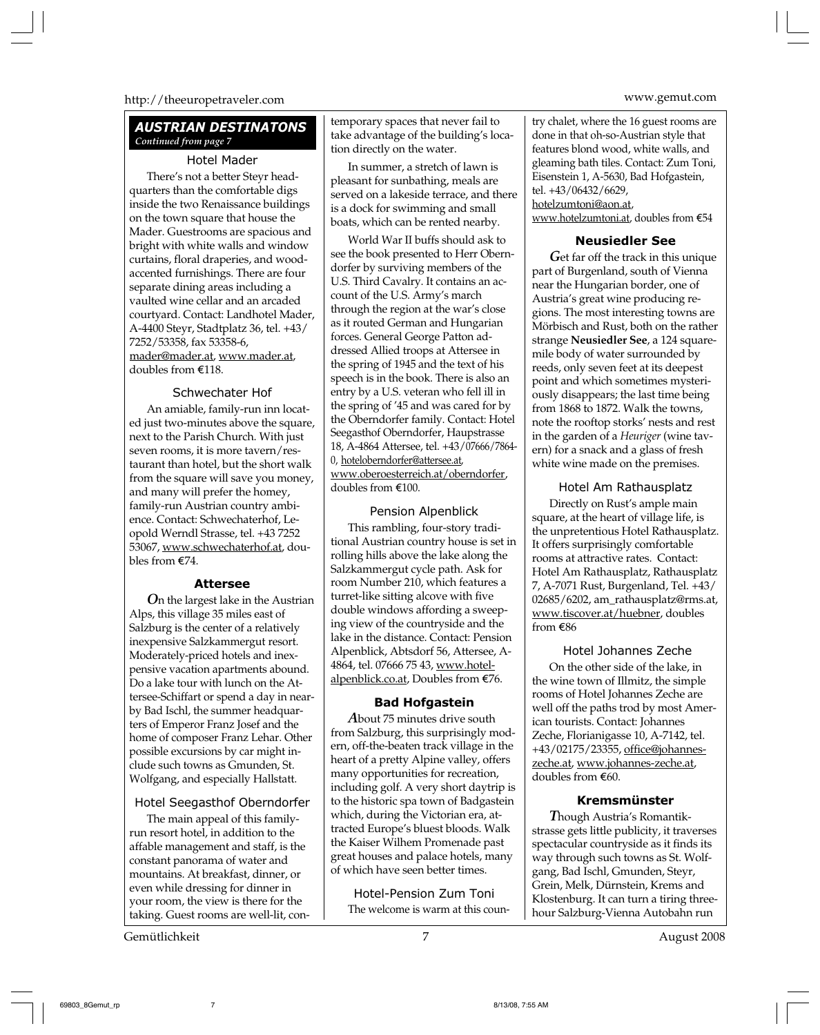## AUSTRIAN DESTINATONS

*Continued from page 7*

### Hotel Mader

There's not a better Steyr headquarters than the comfortable digs inside the two Renaissance buildings on the town square that house the Mader. Guestrooms are spacious and bright with white walls and window curtains, floral draperies, and wood-accented furnishings. There are four separate dining areas including a vaulted wine cellar and an arcaded courtyard. Contact: Landhotel Mader, A-4400 Steyr, Stadtplatz 36, tel. +43/7252/53358, fax 53358-6, mader@mader.at, www.mader.at, doubles from €118.

### Schwechater Hof

An amiable, family-run inn located just two-minutes above the square, next to the Parish Church. With just seven rooms, it is more tavern/restaurant than hotel, but the short walk from the square will save you money, and many will prefer the homey, family-run Austrian country ambience. Contact: Schwechaterhof, Leopold Werndl Strasse, tel. +43 7252 53067, www.schwechaterhof.at, doubles from €74.

### Attersee

*O*n the largest lake in the Austrian Alps, this village 35 miles east of Salzburg is the center of a relatively inexpensive Salzkammergut resort. Moderately-priced hotels and inexpensive vacation apartments abound. Do a lake tour with lunch on the Attersee-Schiffart or spend a day in nearby Bad Ischl, the summer headquarters of Emperor Franz Josef and the home of composer Franz Lehar. Other possible excursions by car might include such towns as Gmunden, St. Wolfgang, and especially Hallstatt.

### Hotel Seegasthof Oberndorfer

The main appeal of this family-run resort hotel, in addition to the affable management and staff, is the constant panorama of water and mountains. At breakfast, dinner, or even while dressing for dinner in your room, the view is there for the taking. Guest rooms are well-lit, contemporary spaces that never fail to take advantage of the building's location directly on the water.

In summer, a stretch of lawn is pleasant for sunbathing, meals are served on a lakeside terrace, and there is a dock for swimming and small boats, which can be rented nearby.

World War II buffs should ask to see the book presented to Herr Oberndorfer by surviving members of the U.S. Third Cavalry. It contains an account of the U.S. Army's march through the region at the war's close as it routed German and Hungarian forces. General George Patton addressed Allied troops at Attersee in the spring of 1945 and the text of his speech is in the book. There is also an entry by a U.S. veteran who fell ill in the spring of '45 and was cared for by the Oberndorfer family. Contact: Hotel Seegasthof Oberndorfer, Haupstrasse 18, A-4864 Attersee, tel. +43/07666/7864-0, hoteloberndorfer@attersee.at, www.oberoesterreich.at/oberndorfer, doubles from €100.

### Pension Alpenblick

This rambling, four-story traditional Austrian country house is set in rolling hills above the lake along the Salzkammergut cycle path. Ask for room Number 210, which features a turret-like sitting alcove with five double windows affording a sweeping view of the countryside and the lake in the distance. Contact: Pension Alpenblick, Abtsdorf 56, Attersee, A-4864, tel. 07666 75 43, www.hotel-alpenblick.co.at, Doubles from €76.

### Bad Hofgastein

*A*bout 75 minutes drive south from Salzburg, this surprisingly modern, off-the-beaten track village in the heart of a pretty Alpine valley, offers many opportunities for recreation, including golf. A very short daytrip is to the historic spa town of Badgastein which, during the Victorian era, attracted Europe's bluest bloods. Walk the Kaiser Wilhem Promenade past great houses and palace hotels, many of which have seen better times.

### Hotel-Pension Zum Toni

The welcome is warm at this country chalet, where the 16 guest rooms are done in that oh-so-Austrian style that features blond wood, white walls, and gleaming bath tiles. Contact: Zum Toni, Eisenstein 1, A-5630, Bad Hofgastein, tel. +43/06432/6629, hotelzumtoni@aon.at, www.hotelzumtoni.at, doubles from €54

### Neusiedler See

*G*et far off the track in this unique part of Burgenland, south of Vienna near the Hungarian border, one of Austria's great wine producing regions. The most interesting towns are Mörbisch and Rust, both on the rather strange **Neusiedler See**, a 124 square-mile body of water surrounded by reeds, only seven feet at its deepest point and which sometimes mysteriously disappears; the last time being from 1868 to 1872. Walk the towns, note the rooftop storks' nests and rest in the garden of a *Heuriger* (wine tavern) for a snack and a glass of fresh white wine made on the premises.

### Hotel Am Rathausplatz

Directly on Rust's ample main square, at the heart of village life, is the unpretentious Hotel Rathausplatz. It offers surprisingly comfortable rooms at attractive rates. Contact: Hotel Am Rathausplatz, Rathausplatz 7, A-7071 Rust, Burgenland, Tel. +43/02685/6202, am_rathausplatz@rms.at, www.tiscover.at/huebner, doubles from €86

### Hotel Johannes Zeche

On the other side of the lake, in the wine town of Illmitz, the simple rooms of Hotel Johannes Zeche are well off the paths trod by most American tourists. Contact: Johannes Zeche, Florianigasse 10, A-7142, tel. +43/02175/23355, office@johannes-zeche.at, www.johannes-zeche.at, doubles from €60.

### Kremsmünster

*T*hough Austria's Romantikstrasse gets little publicity, it traverses spectacular countryside as it finds its way through such towns as St. Wolfgang, Bad Ischl, Gmunden, Steyr, Grein, Melk, Dürnstein, Krems and Klostenburg. It can turn a tiring three-hour Salzburg-Vienna Autobahn run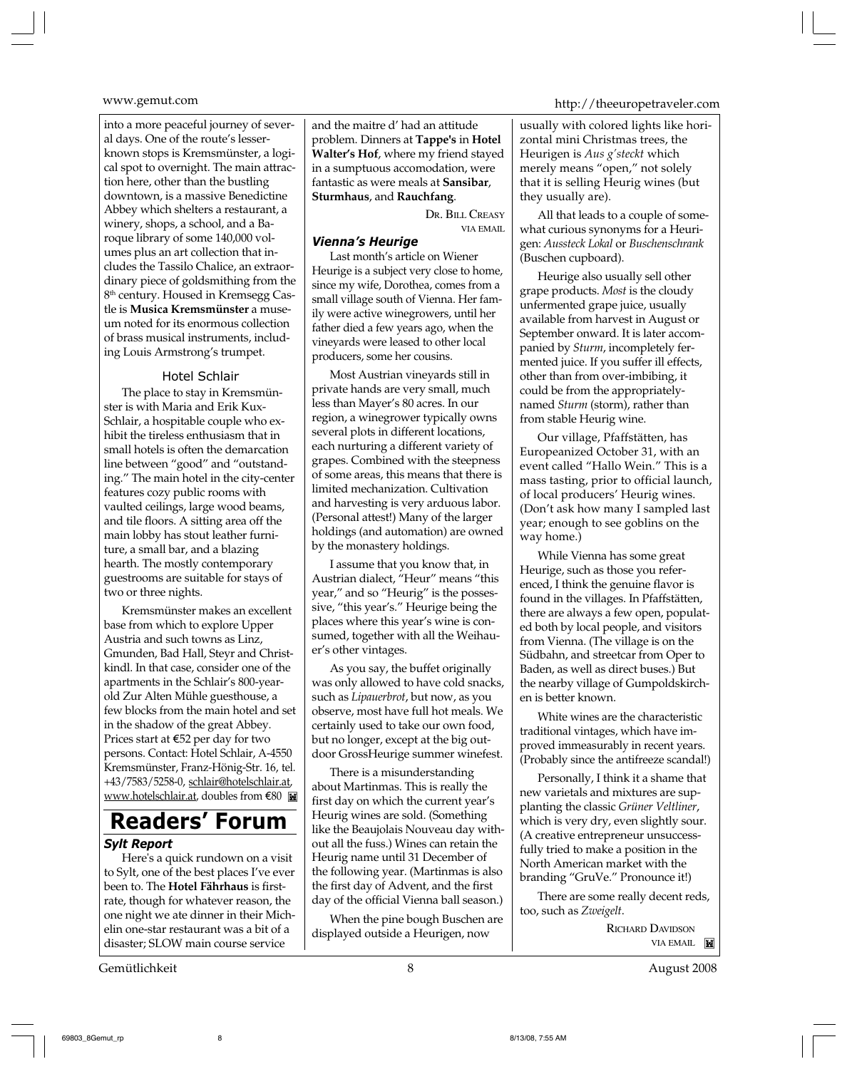into a more peaceful journey of several days. One of the route's lesser-known stops is Kremsmünster, a logical spot to overnight. The main attraction here, other than the bustling downtown, is a massive Benedictine Abbey which shelters a restaurant, a winery, shops, a school, and a Baroque library of some 140,000 volumes plus an art collection that includes the Tassilo Chalice, an extraordinary piece of goldsmithing from the 8th century. Housed in Kremsegg Castle is **Musica Kremsmünster** a museum noted for its enormous collection of brass musical instruments, including Louis Armstrong's trumpet.

### Hotel Schlair

The place to stay in Kremsmünster is with Maria and Erik Kux-Schlair, a hospitable couple who exhibit the tireless enthusiasm that in small hotels is often the demarcation line between "good" and "outstanding." The main hotel in the city-center features cozy public rooms with vaulted ceilings, large wood beams, and tile floors. A sitting area off the main lobby has stout leather furniture, a small bar, and a blazing hearth. The mostly contemporary guestrooms are suitable for stays of two or three nights.

Kremsmünster makes an excellent base from which to explore Upper Austria and such towns as Linz, Gmunden, Bad Hall, Steyr and Christkindl. In that case, consider one of the apartments in the Schlair's 800-year-old Zur Alten Mühle guesthouse, a few blocks from the main hotel and set in the shadow of the great Abbey. Prices start at €52 per day for two persons. Contact: Hotel Schlair, A-4550 Kremsmünster, Franz-Hönig-Str. 16, tel. +43/7583/5258-0, schlair@hotelschlair.at, www.hotelschlair.at, doubles from €80

# Readers' Forum

### *Sylt Report*

Here's a quick rundown on a visit to Sylt, one of the best places I've ever been to. The **Hotel Fährhaus** is first-rate, though for whatever reason, the one night we ate dinner in their Michelin one-star restaurant was a bit of a disaster; SLOW main course service and the maitre d' had an attitude problem. Dinners at **Tappe's** in **Hotel Walter's Hof**, where my friend stayed in a sumptuous accomodation, were fantastic as were meals at **Sansibar**, **Sturmhaus**, and **Rauchfang**.

DR. BILL CREASY
VIA EMAIL

### *Vienna's Heurige*

Last month's article on Wiener Heurige is a subject very close to home, since my wife, Dorothea, comes from a small village south of Vienna. Her family were active winegrowers, until her father died a few years ago, when the vineyards were leased to other local producers, some her cousins.

Most Austrian vineyards still in private hands are very small, much less than Mayer's 80 acres. In our region, a winegrower typically owns several plots in different locations, each nurturing a different variety of grapes. Combined with the steepness of some areas, this means that there is limited mechanization. Cultivation and harvesting is very arduous labor. (Personal attest!) Many of the larger holdings (and automation) are owned by the monastery holdings.

I assume that you know that, in Austrian dialect, "Heur" means "this year," and so "Heurig" is the possessive, "this year's." Heurige being the places where this year's wine is consumed, together with all the Weihauer's other vintages.

As you say, the buffet originally was only allowed to have cold snacks, such as *Lipauerbrot*, but now, as you observe, most have full hot meals. We certainly used to take our own food, but no longer, except at the big outdoor GrossHeurige summer winefest.

There is a misunderstanding about Martinmas. This is really the first day on which the current year's Heurig wines are sold. (Something like the Beaujolais Nouveau day without all the fuss.) Wines can retain the Heurig name until 31 December of the following year. (Martinmas is also the first day of Advent, and the first day of the official Vienna ball season.)

When the pine bough Buschen are displayed outside a Heurigen, now usually with colored lights like horizontal mini Christmas trees, the Heurigen is *Aus g'steckt* which merely means "open," not solely that it is selling Heurig wines (but they usually are).

All that leads to a couple of somewhat curious synonyms for a Heurigen: *Aussteck Lokal* or *Buschenschrank* (Buschen cupboard).

Heurige also usually sell other grape products. *Most* is the cloudy unfermented grape juice, usually available from harvest in August or September onward. It is later accompanied by *Sturm*, incompletely fermented juice. If you suffer ill effects, other than from over-imbibing, it could be from the appropriately-named *Sturm* (storm), rather than from stable Heurig wine.

Our village, Pfaffstätten, has Europeanized October 31, with an event called "Hallo Wein." This is a mass tasting, prior to official launch, of local producers' Heurig wines. (Don't ask how many I sampled last year; enough to see goblins on the way home.)

While Vienna has some great Heurige, such as those you referenced, I think the genuine flavor is found in the villages. In Pfaffstätten, there are always a few open, populated both by local people, and visitors from Vienna. (The village is on the Südbahn, and streetcar from Oper to Baden, as well as direct buses.) But the nearby village of Gumpoldskirchen is better known.

White wines are the characteristic traditional vintages, which have improved immeasurably in recent years. (Probably since the antifreeze scandal!)

Personally, I think it a shame that new varietals and mixtures are supplanting the classic *Grüner Veltliner*, which is very dry, even slightly sour. (A creative entrepreneur unsuccessfully tried to make a position in the North American market with the branding "GruVe." Pronounce it!)

There are some really decent reds, too, such as *Zweigelt*.

RICHARD DAVIDSON
VIA EMAIL